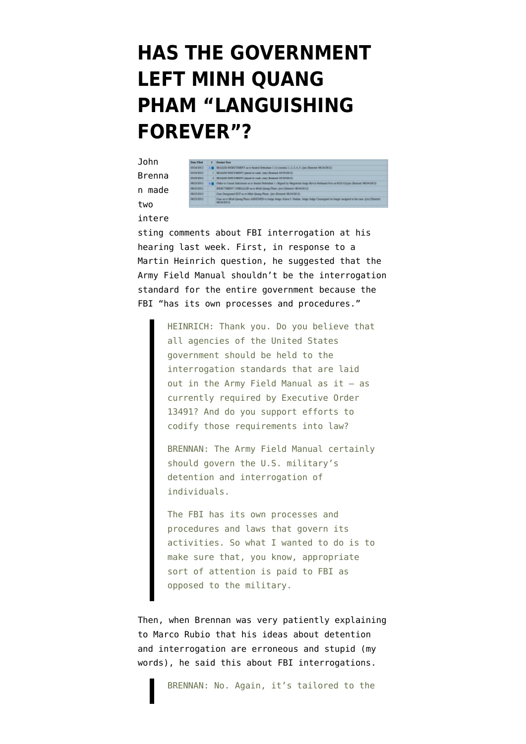# HAS THE GOVERNMENT LEFT MINH QUANG PHAM "LANGUISHING FOREVER"?

John Brennan made two interesting comments about FBI interrogation at his hearing last week. First, in response to a Martin Heinrich question, he suggested that the Army Field Manual shouldn't be the interrogation standard for the entire government because the FBI "has its own processes and procedures."

> HEINRICH: Thank you. Do you believe that all agencies of the United States government should be held to the interrogation standards that are laid out in the Army Field Manual as it — as currently required by Executive Order 13491? And do you support efforts to codify those requirements into law?
>
> BRENNAN: The Army Field Manual certainly should govern the U.S. military's detention and interrogation of individuals.
>
> The FBI has its own processes and procedures and laws that govern its activities. So what I wanted to do is to make sure that, you know, appropriate sort of attention is paid to FBI as opposed to the military.

Then, when Brennan was very patiently explaining to Marco Rubio that his ideas about detention and interrogation are erroneous and stupid (my words), he said this about FBI interrogations.

> BRENNAN: No. Again, it's tailored to the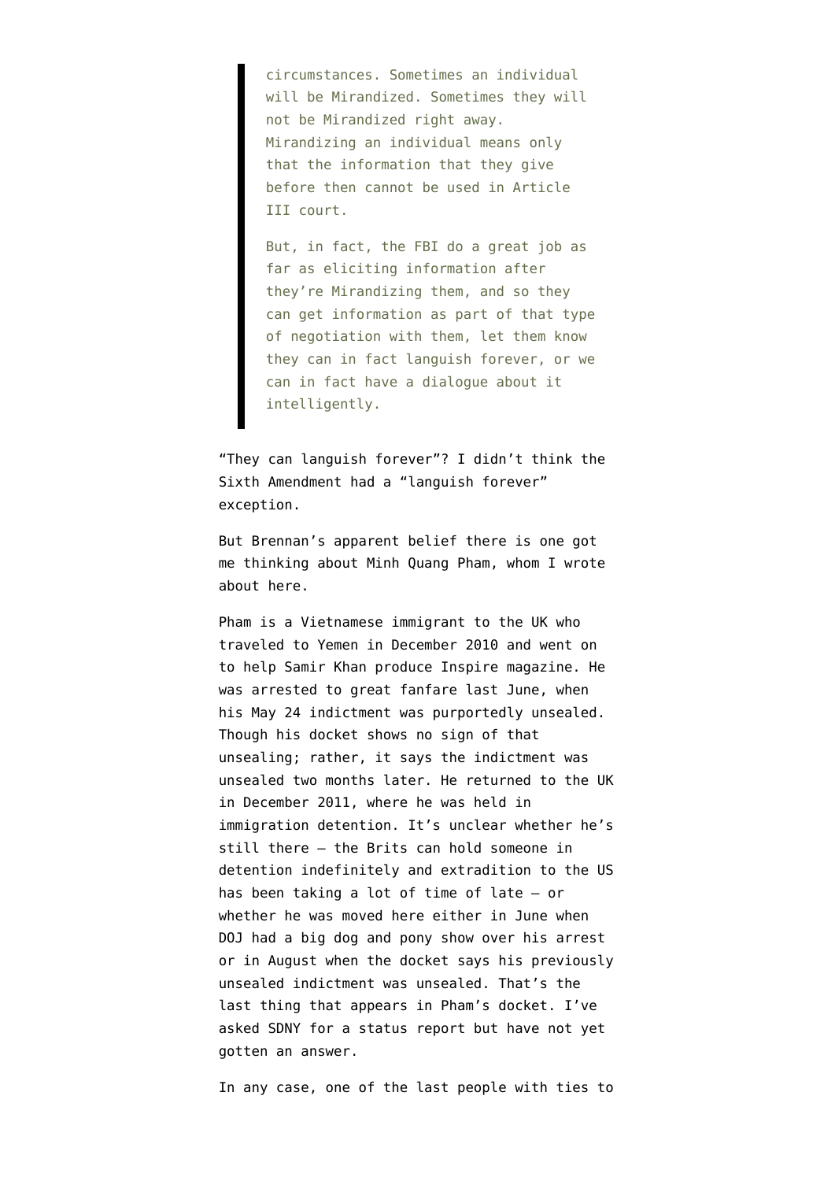> circumstances. Sometimes an individual will be Mirandized. Sometimes they will not be Mirandized right away. Mirandizing an individual means only that the information that they give before then cannot be used in Article III court.
>
> But, in fact, the FBI do a great job as far as eliciting information after they're Mirandizing them, and so they can get information as part of that type of negotiation with them, let them know they can in fact languish forever, or we can in fact have a dialogue about it intelligently.

"They can languish forever"? I didn't think the Sixth Amendment had a "languish forever" exception.

But Brennan's apparent belief there is one got me thinking about Minh Quang Pham, whom I wrote about here.

Pham is a Vietnamese immigrant to the UK who traveled to Yemen in December 2010 and went on to help Samir Khan produce Inspire magazine. He was arrested to great fanfare last June, when his May 24 indictment was purportedly unsealed. Though his docket shows no sign of that unsealing; rather, it says the indictment was unsealed two months later. He returned to the UK in December 2011, where he was held in immigration detention. It's unclear whether he's still there — the Brits can hold someone in detention indefinitely and extradition to the US has been taking a lot of time of late — or whether he was moved here either in June when DOJ had a big dog and pony show over his arrest or in August when the docket says his previously unsealed indictment was unsealed. That's the last thing that appears in Pham's docket. I've asked SDNY for a status report but have not yet gotten an answer.

In any case, one of the last people with ties to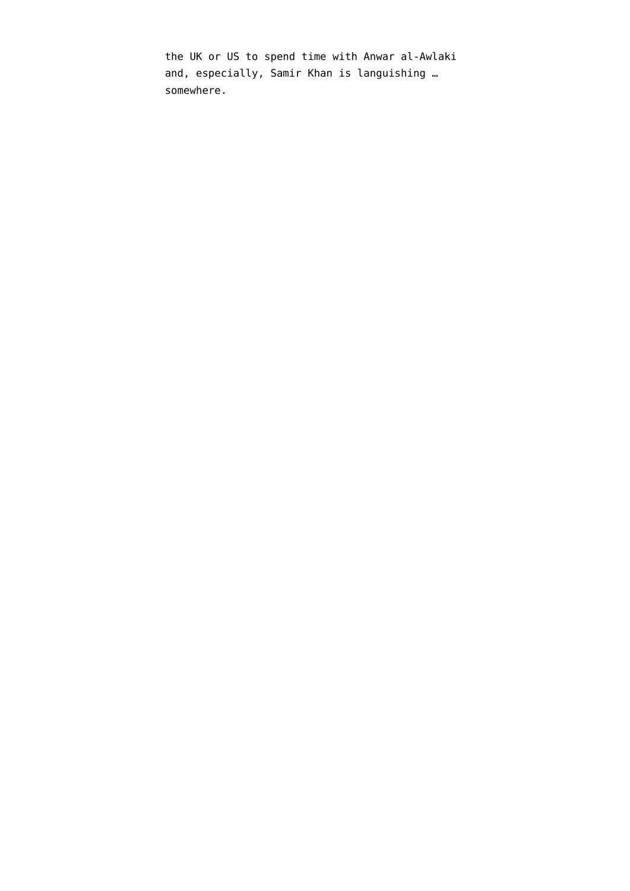the UK or US to spend time with Anwar al-Awlaki and, especially, Samir Khan is languishing … somewhere.